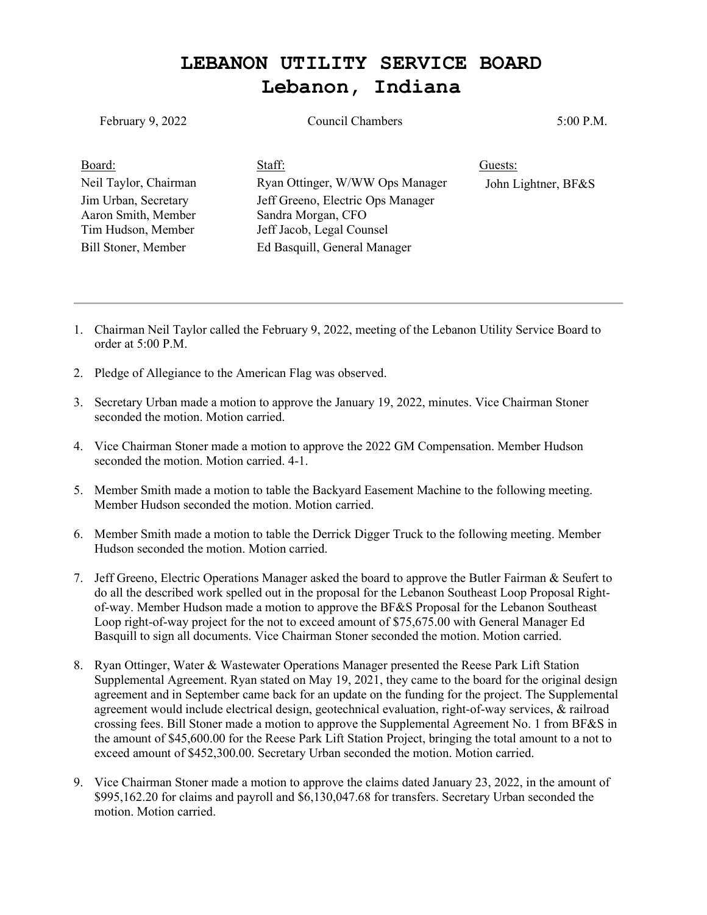# LEBANON UTILITY SERVICE BOARD
# Lebanon, Indiana

February 9, 2022 Council Chambers 5:00 P.M.

| Board: | Staff: | Guests: |
|---|---|---|
| Neil Taylor, Chairman | Ryan Ottinger, W/WW Ops Manager | John Lightner, BF&S |
| Jim Urban, Secretary | Jeff Greeno, Electric Ops Manager | |
| Aaron Smith, Member | Sandra Morgan, CFO | |
| Tim Hudson, Member | Jeff Jacob, Legal Counsel | |
| Bill Stoner, Member | Ed Basquill, General Manager | |

---

1. Chairman Neil Taylor called the February 9, 2022, meeting of the Lebanon Utility Service Board to order at 5:00 P.M.

2. Pledge of Allegiance to the American Flag was observed.

3. Secretary Urban made a motion to approve the January 19, 2022, minutes. Vice Chairman Stoner seconded the motion. Motion carried.

4. Vice Chairman Stoner made a motion to approve the 2022 GM Compensation. Member Hudson seconded the motion. Motion carried. 4-1.

5. Member Smith made a motion to table the Backyard Easement Machine to the following meeting. Member Hudson seconded the motion. Motion carried.

6. Member Smith made a motion to table the Derrick Digger Truck to the following meeting. Member Hudson seconded the motion. Motion carried.

7. Jeff Greeno, Electric Operations Manager asked the board to approve the Butler Fairman & Seufert to do all the described work spelled out in the proposal for the Lebanon Southeast Loop Proposal Right-of-way. Member Hudson made a motion to approve the BF&S Proposal for the Lebanon Southeast Loop right-of-way project for the not to exceed amount of $75,675.00 with General Manager Ed Basquill to sign all documents. Vice Chairman Stoner seconded the motion. Motion carried.

8. Ryan Ottinger, Water & Wastewater Operations Manager presented the Reese Park Lift Station Supplemental Agreement. Ryan stated on May 19, 2021, they came to the board for the original design agreement and in September came back for an update on the funding for the project. The Supplemental agreement would include electrical design, geotechnical evaluation, right-of-way services, & railroad crossing fees. Bill Stoner made a motion to approve the Supplemental Agreement No. 1 from BF&S in the amount of $45,600.00 for the Reese Park Lift Station Project, bringing the total amount to a not to exceed amount of $452,300.00. Secretary Urban seconded the motion. Motion carried.

9. Vice Chairman Stoner made a motion to approve the claims dated January 23, 2022, in the amount of $995,162.20 for claims and payroll and $6,130,047.68 for transfers. Secretary Urban seconded the motion. Motion carried.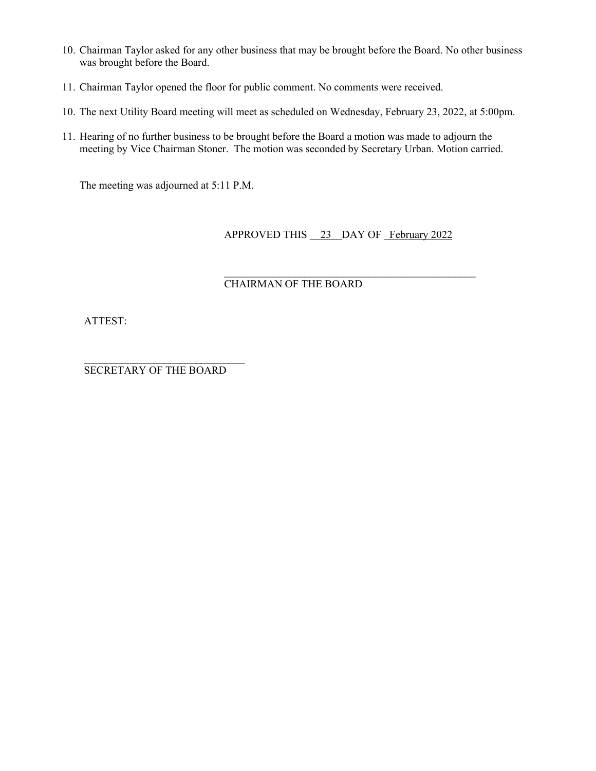10. Chairman Taylor asked for any other business that may be brought before the Board. No other business was brought before the Board.

11. Chairman Taylor opened the floor for public comment. No comments were received.

10. The next Utility Board meeting will meet as scheduled on Wednesday, February 23, 2022, at 5:00pm.

11. Hearing of no further business to be brought before the Board a motion was made to adjourn the meeting by Vice Chairman Stoner. The motion was seconded by Secretary Urban. Motion carried.

The meeting was adjourned at 5:11 P.M.

APPROVED THIS 23 DAY OF February 2022

\_\_\_\_\_\_\_\_\_\_\_\_\_\_\_\_\_\_\_\_\_\_\_\_\_\_\_\_\_\_\_\_\_\_\_\_\_\_\_\_\_\_\_\_\_\_\_\_\_\_

CHAIRMAN OF THE BOARD

ATTEST:

\_\_\_\_\_\_\_\_\_\_\_\_\_\_\_\_\_\_\_\_\_\_\_\_\_\_\_\_\_\_\_\_

SECRETARY OF THE BOARD